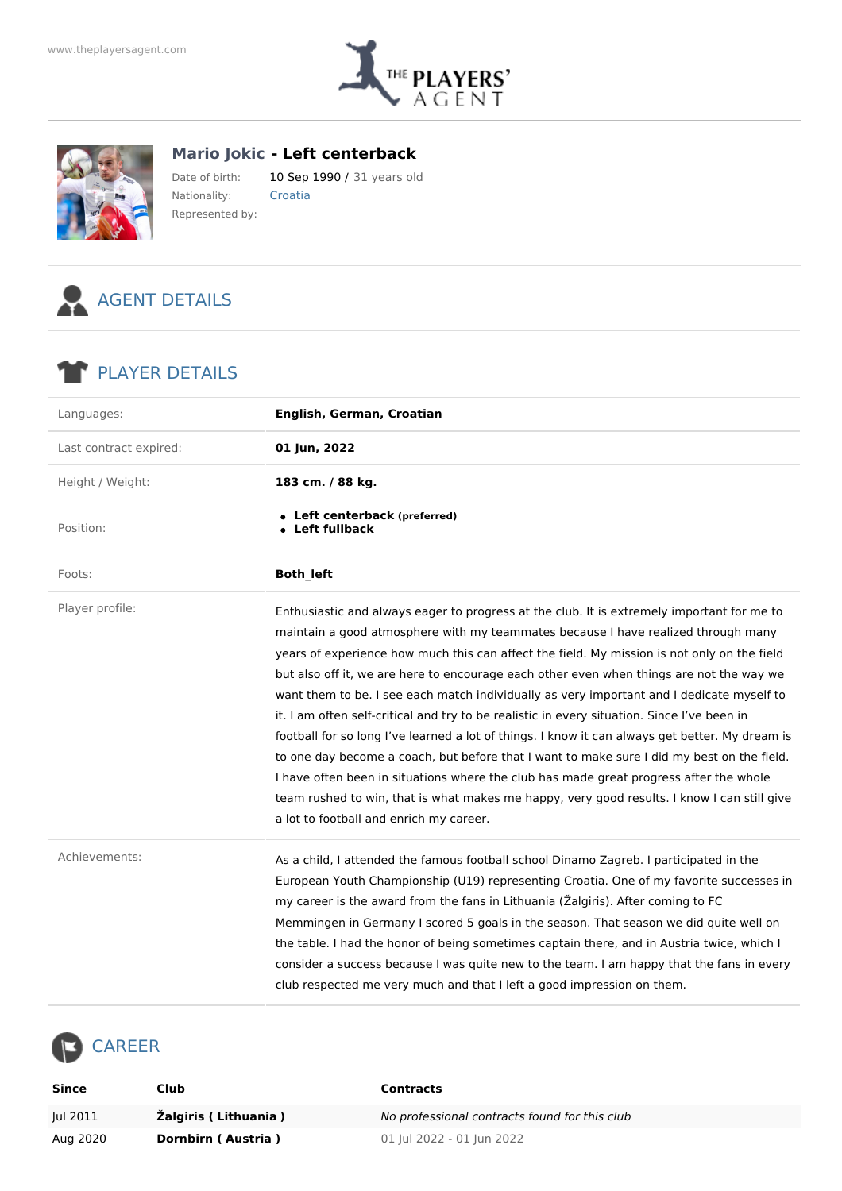www.theplayersagent.com

# Mario Jokic - Left centerback

Date of birth: 10 Sep 1990 / 31 years old
Nationality: Croatia
Represented by:

## AGENT DETAILS

## PLAYER DETAILS

| | |
|---|---|
| Languages: | **English, German, Croatian** |
| Last contract expired: | **01 Jun, 2022** |
| Height / Weight: | **183 cm. / 88 kg.** |
| Position: | • **Left centerback (preferred)** • **Left fullback** |
| Foots: | **Both_left** |
| Player profile: | Enthusiastic and always eager to progress at the club. It is extremely important for me to maintain a good atmosphere with my teammates because I have realized through many years of experience how much this can affect the field. My mission is not only on the field but also off it, we are here to encourage each other even when things are not the way we want them to be. I see each match individually as very important and I dedicate myself to it. I am often self-critical and try to be realistic in every situation. Since I've been in football for so long I've learned a lot of things. I know it can always get better. My dream is to one day become a coach, but before that I want to make sure I did my best on the field. I have often been in situations where the club has made great progress after the whole team rushed to win, that is what makes me happy, very good results. I know I can still give a lot to football and enrich my career. |
| Achievements: | As a child, I attended the famous football school Dinamo Zagreb. I participated in the European Youth Championship (U19) representing Croatia. One of my favorite successes in my career is the award from the fans in Lithuania (Žalgiris). After coming to FC Memmingen in Germany I scored 5 goals in the season. That season we did quite well on the table. I had the honor of being sometimes captain there, and in Austria twice, which I consider a success because I was quite new to the team. I am happy that the fans in every club respected me very much and that I left a good impression on them. |

## CAREER

| Since | Club | Contracts |
|---|---|---|
| Jul 2011 | **Žalgiris ( Lithuania )** | *No professional contracts found for this club* |
| Aug 2020 | **Dornbirn ( Austria )** | 01 Jul 2022 - 01 Jun 2022 |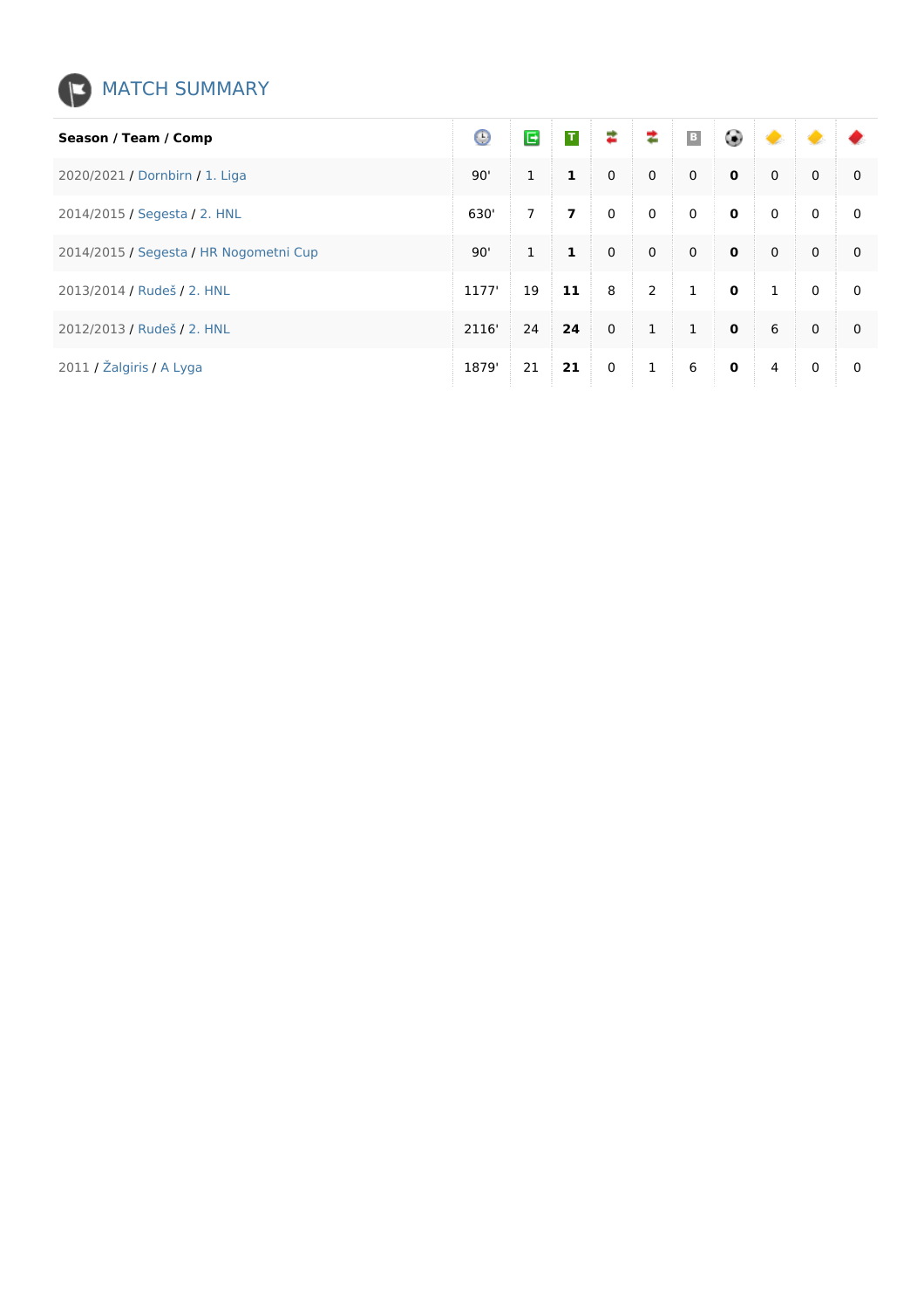## MATCH SUMMARY

| Season / Team / Comp | | | | | | | | | | |
|---|---|---|---|---|---|---|---|---|---|---|
| 2020/2021 / Dornbirn / 1. Liga | 90' | 1 | **1** | 0 | 0 | 0 | **0** | 0 | 0 | 0 |
| 2014/2015 / Segesta / 2. HNL | 630' | 7 | **7** | 0 | 0 | 0 | **0** | 0 | 0 | 0 |
| 2014/2015 / Segesta / HR Nogometni Cup | 90' | 1 | **1** | 0 | 0 | 0 | **0** | 0 | 0 | 0 |
| 2013/2014 / Rudeš / 2. HNL | 1177' | 19 | **11** | 8 | 2 | 1 | **0** | 1 | 0 | 0 |
| 2012/2013 / Rudeš / 2. HNL | 2116' | 24 | **24** | 0 | 1 | 1 | **0** | 6 | 0 | 0 |
| 2011 / Žalgiris / A Lyga | 1879' | 21 | **21** | 0 | 1 | 6 | **0** | 4 | 0 | 0 |